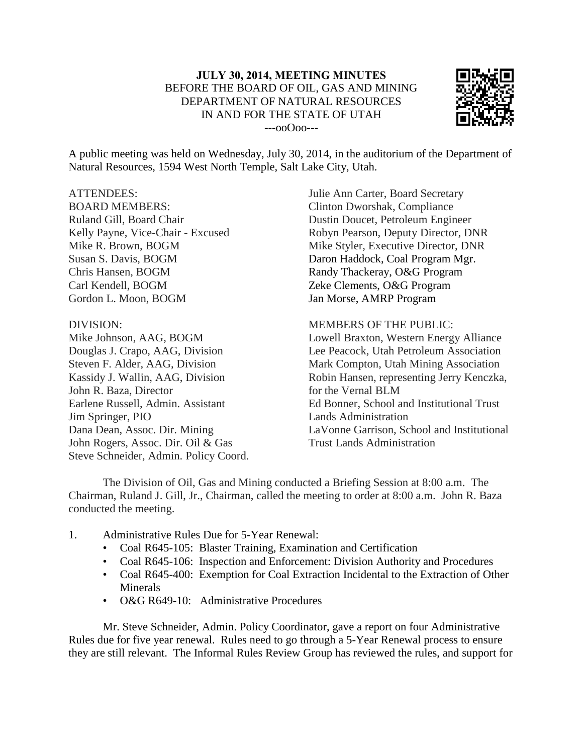**JULY 30, 2014, MEETING MINUTES**
BEFORE THE BOARD OF OIL, GAS AND MINING
DEPARTMENT OF NATURAL RESOURCES
IN AND FOR THE STATE OF UTAH
---ooOoo---

A public meeting was held on Wednesday, July 30, 2014, in the auditorium of the Department of Natural Resources, 1594 West North Temple, Salt Lake City, Utah.

ATTENDEES:
BOARD MEMBERS:
Ruland Gill, Board Chair
Kelly Payne, Vice-Chair - Excused
Mike R. Brown, BOGM
Susan S. Davis, BOGM
Chris Hansen, BOGM
Carl Kendell, BOGM
Gordon L. Moon, BOGM

DIVISION:
Mike Johnson, AAG, BOGM
Douglas J. Crapo, AAG, Division
Steven F. Alder, AAG, Division
Kassidy J. Wallin, AAG, Division
John R. Baza, Director
Earlene Russell, Admin. Assistant
Jim Springer, PIO
Dana Dean, Assoc. Dir. Mining
John Rogers, Assoc. Dir. Oil & Gas
Steve Schneider, Admin. Policy Coord.
Julie Ann Carter, Board Secretary
Clinton Dworshak, Compliance
Dustin Doucet, Petroleum Engineer
Robyn Pearson, Deputy Director, DNR
Mike Styler, Executive Director, DNR
Daron Haddock, Coal Program Mgr.
Randy Thackeray, O&G Program
Zeke Clements, O&G Program
Jan Morse, AMRP Program

MEMBERS OF THE PUBLIC:
Lowell Braxton, Western Energy Alliance
Lee Peacock, Utah Petroleum Association
Mark Compton, Utah Mining Association
Robin Hansen, representing Jerry Kenczka, for the Vernal BLM
Ed Bonner, School and Institutional Trust Lands Administration
LaVonne Garrison, School and Institutional Trust Lands Administration

The Division of Oil, Gas and Mining conducted a Briefing Session at 8:00 a.m. The Chairman, Ruland J. Gill, Jr., Chairman, called the meeting to order at 8:00 a.m. John R. Baza conducted the meeting.

1. Administrative Rules Due for 5-Year Renewal:
   - Coal R645-105: Blaster Training, Examination and Certification
   - Coal R645-106: Inspection and Enforcement: Division Authority and Procedures
   - Coal R645-400: Exemption for Coal Extraction Incidental to the Extraction of Other Minerals
   - O&G R649-10: Administrative Procedures

Mr. Steve Schneider, Admin. Policy Coordinator, gave a report on four Administrative Rules due for five year renewal. Rules need to go through a 5-Year Renewal process to ensure they are still relevant. The Informal Rules Review Group has reviewed the rules, and support for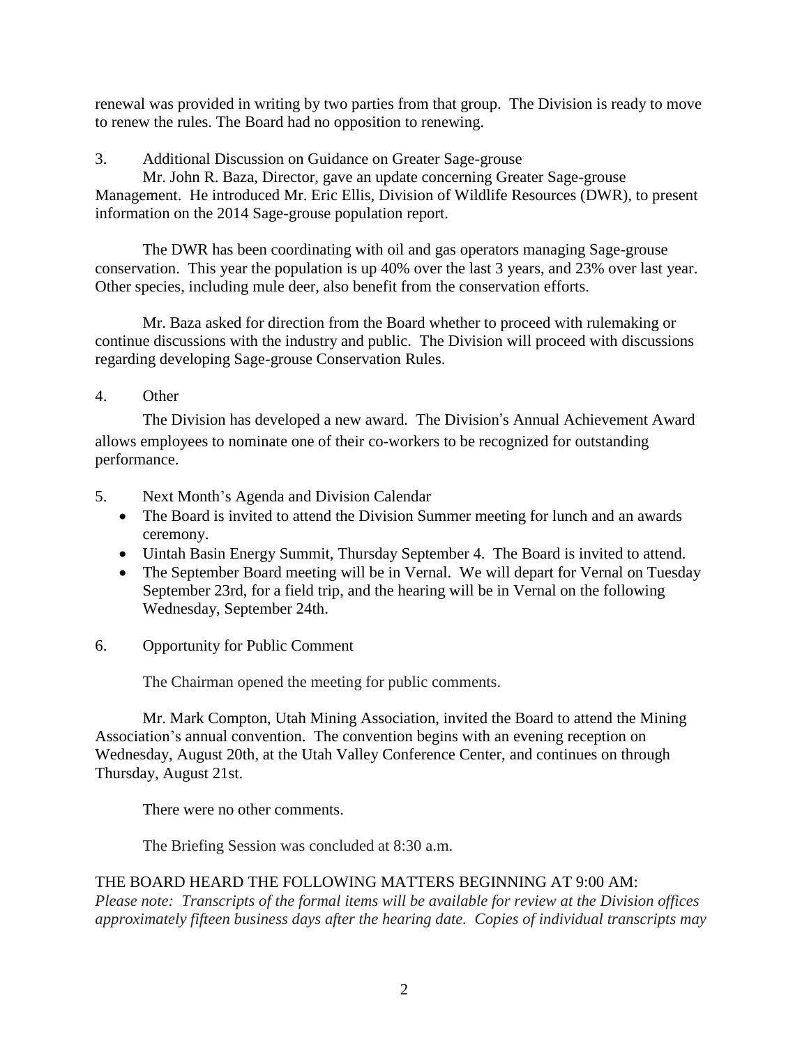renewal was provided in writing by two parties from that group. The Division is ready to move to renew the rules. The Board had no opposition to renewing.

3. Additional Discussion on Guidance on Greater Sage-grouse

Mr. John R. Baza, Director, gave an update concerning Greater Sage-grouse Management. He introduced Mr. Eric Ellis, Division of Wildlife Resources (DWR), to present information on the 2014 Sage-grouse population report.

The DWR has been coordinating with oil and gas operators managing Sage-grouse conservation. This year the population is up 40% over the last 3 years, and 23% over last year. Other species, including mule deer, also benefit from the conservation efforts.

Mr. Baza asked for direction from the Board whether to proceed with rulemaking or continue discussions with the industry and public. The Division will proceed with discussions regarding developing Sage-grouse Conservation Rules.

4. Other

The Division has developed a new award. The Division's Annual Achievement Award allows employees to nominate one of their co-workers to be recognized for outstanding performance.

5. Next Month's Agenda and Division Calendar

- The Board is invited to attend the Division Summer meeting for lunch and an awards ceremony.
- Uintah Basin Energy Summit, Thursday September 4. The Board is invited to attend.
- The September Board meeting will be in Vernal. We will depart for Vernal on Tuesday September 23rd, for a field trip, and the hearing will be in Vernal on the following Wednesday, September 24th.

6. Opportunity for Public Comment

The Chairman opened the meeting for public comments.

Mr. Mark Compton, Utah Mining Association, invited the Board to attend the Mining Association's annual convention. The convention begins with an evening reception on Wednesday, August 20th, at the Utah Valley Conference Center, and continues on through Thursday, August 21st.

There were no other comments.

The Briefing Session was concluded at 8:30 a.m.

THE BOARD HEARD THE FOLLOWING MATTERS BEGINNING AT 9:00 AM:

*Please note: Transcripts of the formal items will be available for review at the Division offices approximately fifteen business days after the hearing date. Copies of individual transcripts may*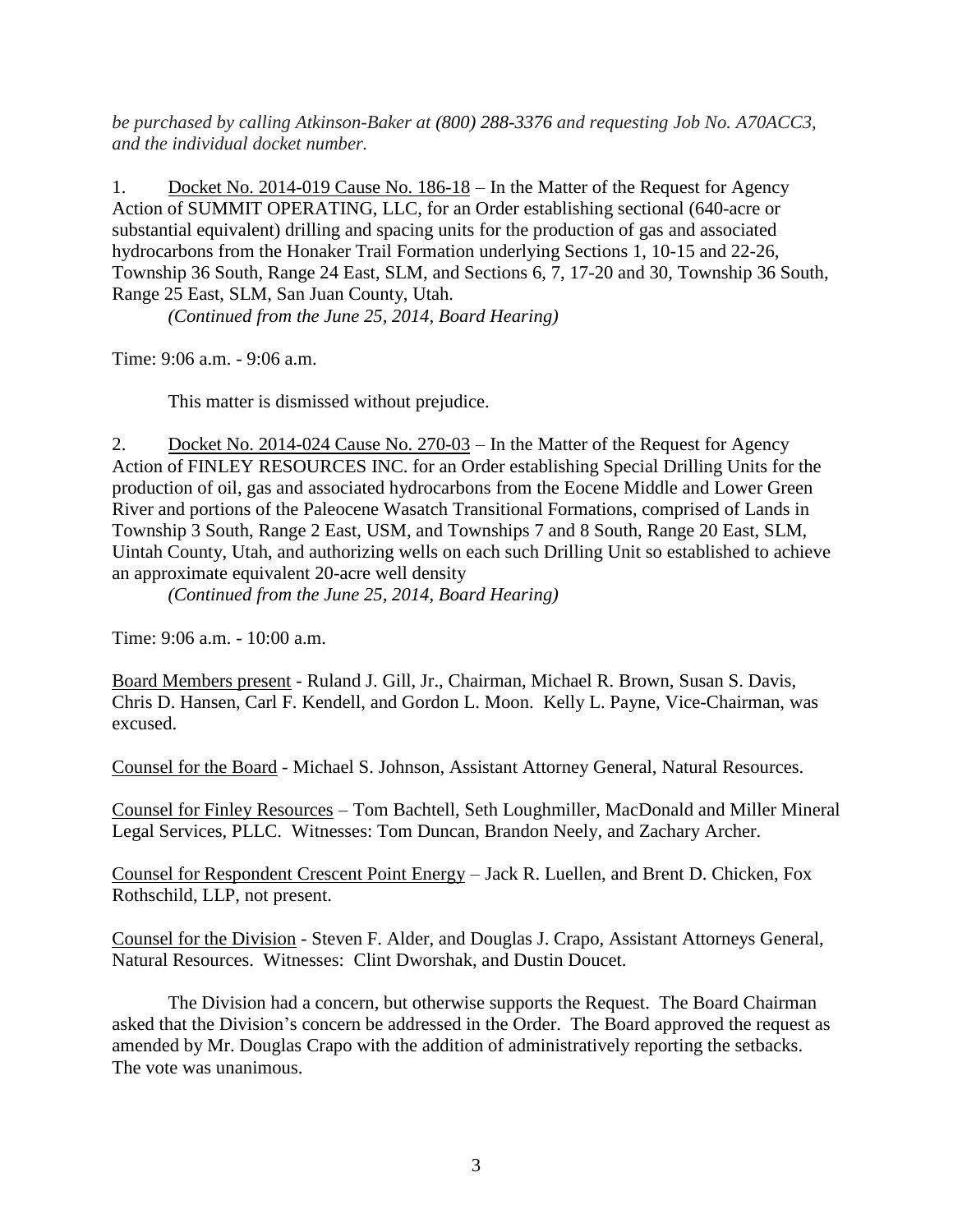*be purchased by calling Atkinson-Baker at (800) 288-3376 and requesting Job No. A70ACC3, and the individual docket number.*

1. Docket No. 2014-019 Cause No. 186-18 – In the Matter of the Request for Agency Action of SUMMIT OPERATING, LLC, for an Order establishing sectional (640-acre or substantial equivalent) drilling and spacing units for the production of gas and associated hydrocarbons from the Honaker Trail Formation underlying Sections 1, 10-15 and 22-26, Township 36 South, Range 24 East, SLM, and Sections 6, 7, 17-20 and 30, Township 36 South, Range 25 East, SLM, San Juan County, Utah.
*(Continued from the June 25, 2014, Board Hearing)*

Time: 9:06 a.m. - 9:06 a.m.

This matter is dismissed without prejudice.

2. Docket No. 2014-024 Cause No. 270-03 – In the Matter of the Request for Agency Action of FINLEY RESOURCES INC. for an Order establishing Special Drilling Units for the production of oil, gas and associated hydrocarbons from the Eocene Middle and Lower Green River and portions of the Paleocene Wasatch Transitional Formations, comprised of Lands in Township 3 South, Range 2 East, USM, and Townships 7 and 8 South, Range 20 East, SLM, Uintah County, Utah, and authorizing wells on each such Drilling Unit so established to achieve an approximate equivalent 20-acre well density
*(Continued from the June 25, 2014, Board Hearing)*

Time: 9:06 a.m. - 10:00 a.m.

Board Members present - Ruland J. Gill, Jr., Chairman, Michael R. Brown, Susan S. Davis, Chris D. Hansen, Carl F. Kendell, and Gordon L. Moon. Kelly L. Payne, Vice-Chairman, was excused.

Counsel for the Board - Michael S. Johnson, Assistant Attorney General, Natural Resources.

Counsel for Finley Resources – Tom Bachtell, Seth Loughmiller, MacDonald and Miller Mineral Legal Services, PLLC. Witnesses: Tom Duncan, Brandon Neely, and Zachary Archer.

Counsel for Respondent Crescent Point Energy – Jack R. Luellen, and Brent D. Chicken, Fox Rothschild, LLP, not present.

Counsel for the Division - Steven F. Alder, and Douglas J. Crapo, Assistant Attorneys General, Natural Resources. Witnesses: Clint Dworshak, and Dustin Doucet.

The Division had a concern, but otherwise supports the Request. The Board Chairman asked that the Division's concern be addressed in the Order. The Board approved the request as amended by Mr. Douglas Crapo with the addition of administratively reporting the setbacks. The vote was unanimous.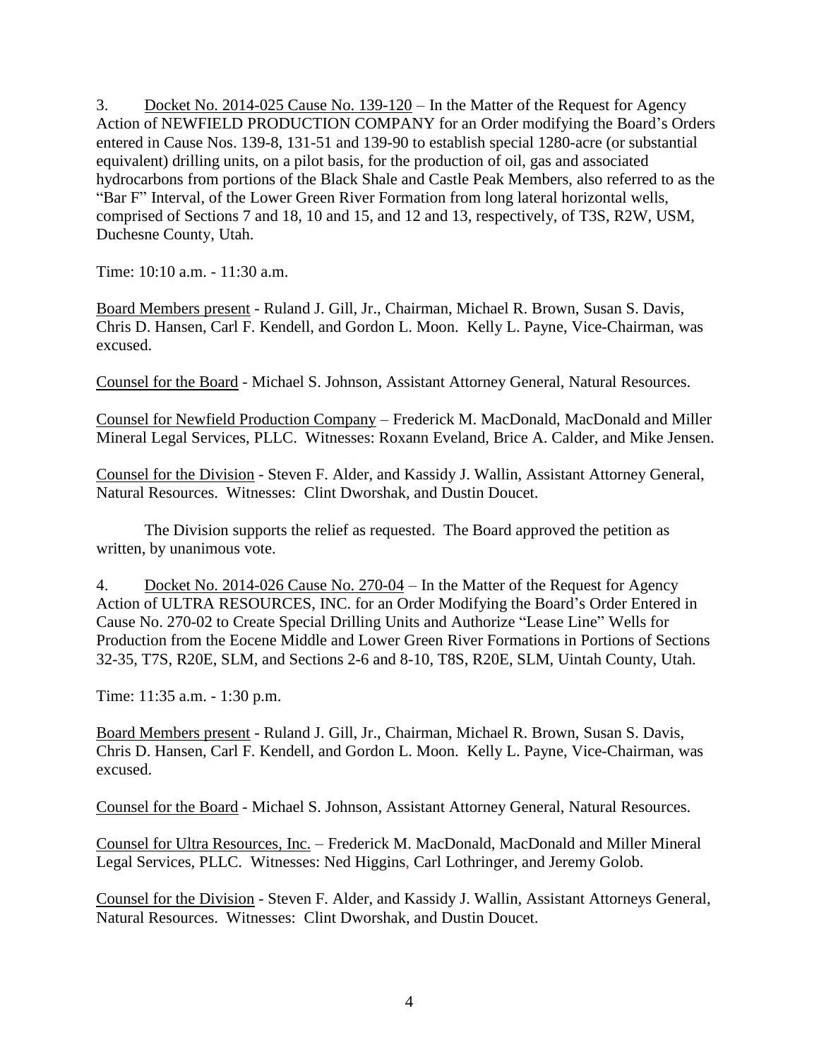3. Docket No. 2014-025 Cause No. 139-120 – In the Matter of the Request for Agency Action of NEWFIELD PRODUCTION COMPANY for an Order modifying the Board's Orders entered in Cause Nos. 139-8, 131-51 and 139-90 to establish special 1280-acre (or substantial equivalent) drilling units, on a pilot basis, for the production of oil, gas and associated hydrocarbons from portions of the Black Shale and Castle Peak Members, also referred to as the "Bar F" Interval, of the Lower Green River Formation from long lateral horizontal wells, comprised of Sections 7 and 18, 10 and 15, and 12 and 13, respectively, of T3S, R2W, USM, Duchesne County, Utah.

Time: 10:10 a.m. - 11:30 a.m.

Board Members present - Ruland J. Gill, Jr., Chairman, Michael R. Brown, Susan S. Davis, Chris D. Hansen, Carl F. Kendell, and Gordon L. Moon. Kelly L. Payne, Vice-Chairman, was excused.

Counsel for the Board - Michael S. Johnson, Assistant Attorney General, Natural Resources.

Counsel for Newfield Production Company – Frederick M. MacDonald, MacDonald and Miller Mineral Legal Services, PLLC. Witnesses: Roxann Eveland, Brice A. Calder, and Mike Jensen.

Counsel for the Division - Steven F. Alder, and Kassidy J. Wallin, Assistant Attorney General, Natural Resources. Witnesses: Clint Dworshak, and Dustin Doucet.

The Division supports the relief as requested. The Board approved the petition as written, by unanimous vote.

4. Docket No. 2014-026 Cause No. 270-04 – In the Matter of the Request for Agency Action of ULTRA RESOURCES, INC. for an Order Modifying the Board's Order Entered in Cause No. 270-02 to Create Special Drilling Units and Authorize "Lease Line" Wells for Production from the Eocene Middle and Lower Green River Formations in Portions of Sections 32-35, T7S, R20E, SLM, and Sections 2-6 and 8-10, T8S, R20E, SLM, Uintah County, Utah.

Time: 11:35 a.m. - 1:30 p.m.

Board Members present - Ruland J. Gill, Jr., Chairman, Michael R. Brown, Susan S. Davis, Chris D. Hansen, Carl F. Kendell, and Gordon L. Moon. Kelly L. Payne, Vice-Chairman, was excused.

Counsel for the Board - Michael S. Johnson, Assistant Attorney General, Natural Resources.

Counsel for Ultra Resources, Inc. – Frederick M. MacDonald, MacDonald and Miller Mineral Legal Services, PLLC. Witnesses: Ned Higgins, Carl Lothringer, and Jeremy Golob.

Counsel for the Division - Steven F. Alder, and Kassidy J. Wallin, Assistant Attorneys General, Natural Resources. Witnesses: Clint Dworshak, and Dustin Doucet.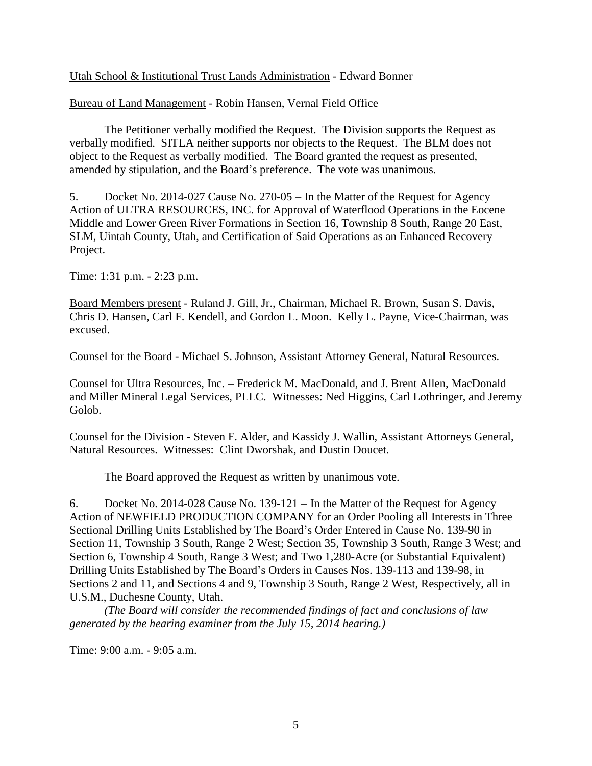Utah School & Institutional Trust Lands Administration - Edward Bonner

Bureau of Land Management - Robin Hansen, Vernal Field Office

The Petitioner verbally modified the Request. The Division supports the Request as verbally modified. SITLA neither supports nor objects to the Request. The BLM does not object to the Request as verbally modified. The Board granted the request as presented, amended by stipulation, and the Board's preference. The vote was unanimous.

5. Docket No. 2014-027 Cause No. 270-05 – In the Matter of the Request for Agency Action of ULTRA RESOURCES, INC. for Approval of Waterflood Operations in the Eocene Middle and Lower Green River Formations in Section 16, Township 8 South, Range 20 East, SLM, Uintah County, Utah, and Certification of Said Operations as an Enhanced Recovery Project.

Time: 1:31 p.m. - 2:23 p.m.

Board Members present - Ruland J. Gill, Jr., Chairman, Michael R. Brown, Susan S. Davis, Chris D. Hansen, Carl F. Kendell, and Gordon L. Moon. Kelly L. Payne, Vice-Chairman, was excused.

Counsel for the Board - Michael S. Johnson, Assistant Attorney General, Natural Resources.

Counsel for Ultra Resources, Inc. – Frederick M. MacDonald, and J. Brent Allen, MacDonald and Miller Mineral Legal Services, PLLC. Witnesses: Ned Higgins, Carl Lothringer, and Jeremy Golob.

Counsel for the Division - Steven F. Alder, and Kassidy J. Wallin, Assistant Attorneys General, Natural Resources. Witnesses: Clint Dworshak, and Dustin Doucet.

The Board approved the Request as written by unanimous vote.

6. Docket No. 2014-028 Cause No. 139-121 – In the Matter of the Request for Agency Action of NEWFIELD PRODUCTION COMPANY for an Order Pooling all Interests in Three Sectional Drilling Units Established by The Board's Order Entered in Cause No. 139-90 in Section 11, Township 3 South, Range 2 West; Section 35, Township 3 South, Range 3 West; and Section 6, Township 4 South, Range 3 West; and Two 1,280-Acre (or Substantial Equivalent) Drilling Units Established by The Board's Orders in Causes Nos. 139-113 and 139-98, in Sections 2 and 11, and Sections 4 and 9, Township 3 South, Range 2 West, Respectively, all in U.S.M., Duchesne County, Utah.

*(The Board will consider the recommended findings of fact and conclusions of law generated by the hearing examiner from the July 15, 2014 hearing.)*

Time: 9:00 a.m. - 9:05 a.m.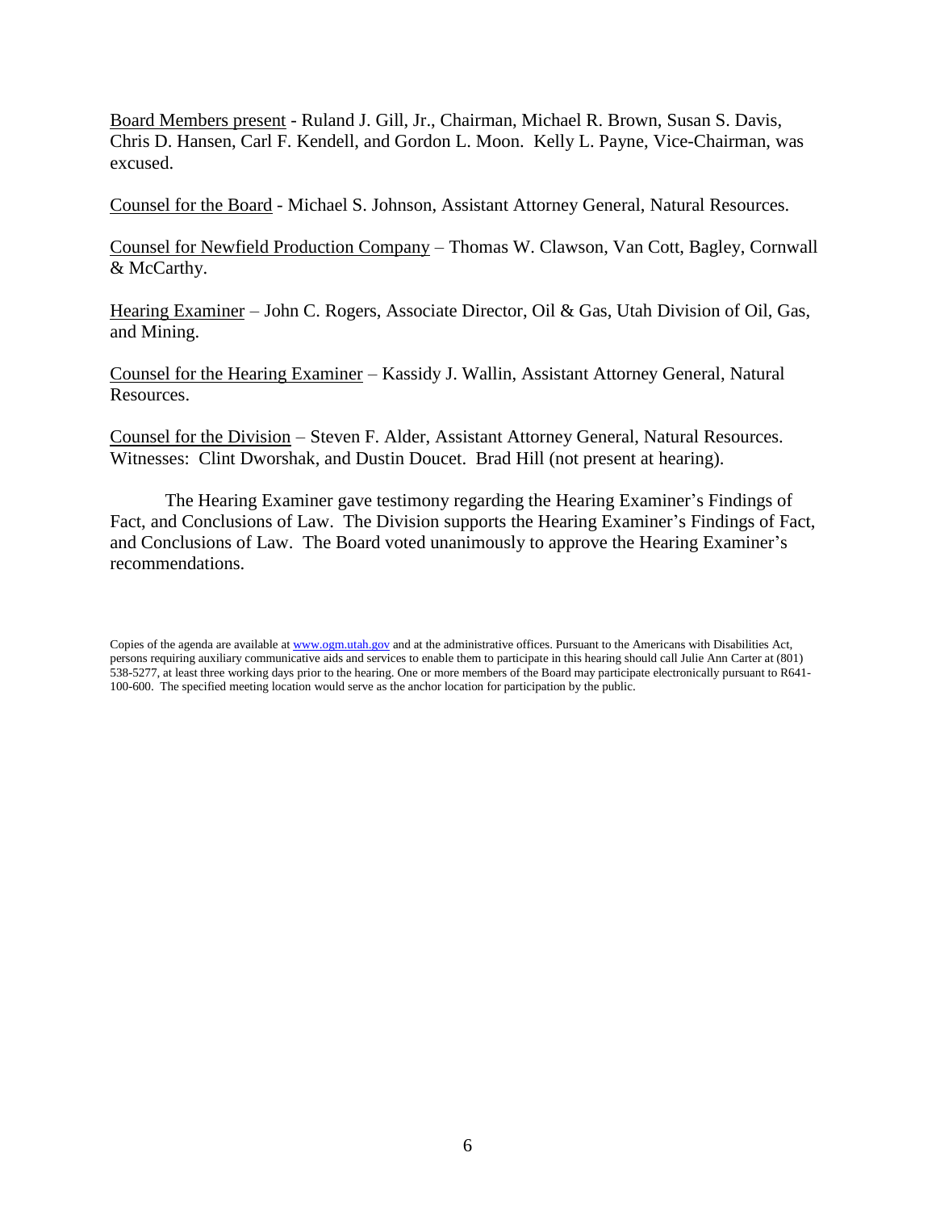Board Members present - Ruland J. Gill, Jr., Chairman, Michael R. Brown, Susan S. Davis, Chris D. Hansen, Carl F. Kendell, and Gordon L. Moon. Kelly L. Payne, Vice-Chairman, was excused.

Counsel for the Board - Michael S. Johnson, Assistant Attorney General, Natural Resources.

Counsel for Newfield Production Company – Thomas W. Clawson, Van Cott, Bagley, Cornwall & McCarthy.

Hearing Examiner – John C. Rogers, Associate Director, Oil & Gas, Utah Division of Oil, Gas, and Mining.

Counsel for the Hearing Examiner – Kassidy J. Wallin, Assistant Attorney General, Natural Resources.

Counsel for the Division – Steven F. Alder, Assistant Attorney General, Natural Resources. Witnesses: Clint Dworshak, and Dustin Doucet. Brad Hill (not present at hearing).

The Hearing Examiner gave testimony regarding the Hearing Examiner's Findings of Fact, and Conclusions of Law. The Division supports the Hearing Examiner's Findings of Fact, and Conclusions of Law. The Board voted unanimously to approve the Hearing Examiner's recommendations.

Copies of the agenda are available at www.ogm.utah.gov and at the administrative offices. Pursuant to the Americans with Disabilities Act, persons requiring auxiliary communicative aids and services to enable them to participate in this hearing should call Julie Ann Carter at (801) 538-5277, at least three working days prior to the hearing. One or more members of the Board may participate electronically pursuant to R641-100-600. The specified meeting location would serve as the anchor location for participation by the public.